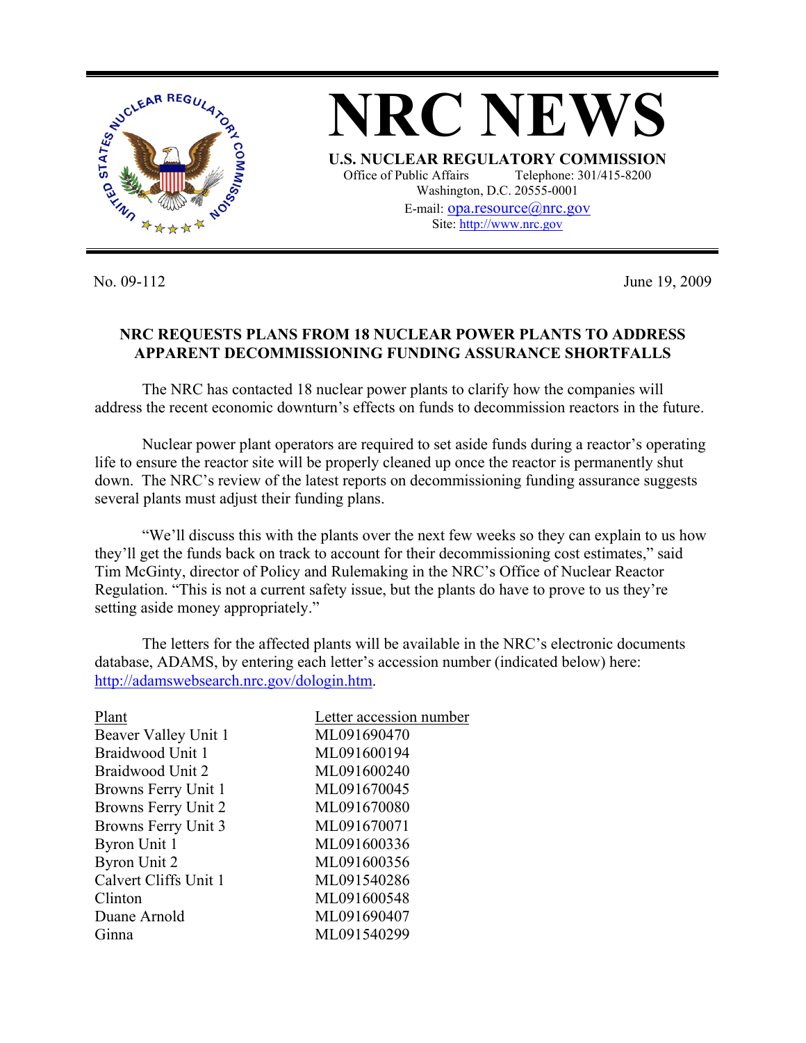# NRC NEWS

**U.S. NUCLEAR REGULATORY COMMISSION**
Office of Public Affairs Telephone: 301/415-8200
Washington, D.C. 20555-0001
E-mail: opa.resource@nrc.gov
Site: http://www.nrc.gov

No. 09-112 June 19, 2009

**NRC REQUESTS PLANS FROM 18 NUCLEAR POWER PLANTS TO ADDRESS APPARENT DECOMMISSIONING FUNDING ASSURANCE SHORTFALLS**

The NRC has contacted 18 nuclear power plants to clarify how the companies will address the recent economic downturn's effects on funds to decommission reactors in the future.

Nuclear power plant operators are required to set aside funds during a reactor's operating life to ensure the reactor site will be properly cleaned up once the reactor is permanently shut down. The NRC's review of the latest reports on decommissioning funding assurance suggests several plants must adjust their funding plans.

"We'll discuss this with the plants over the next few weeks so they can explain to us how they'll get the funds back on track to account for their decommissioning cost estimates," said Tim McGinty, director of Policy and Rulemaking in the NRC's Office of Nuclear Reactor Regulation. "This is not a current safety issue, but the plants do have to prove to us they're setting aside money appropriately."

The letters for the affected plants will be available in the NRC's electronic documents database, ADAMS, by entering each letter's accession number (indicated below) here: http://adamswebsearch.nrc.gov/dologin.htm.

| Plant | Letter accession number |
|---|---|
| Beaver Valley Unit 1 | ML091690470 |
| Braidwood Unit 1 | ML091600194 |
| Braidwood Unit 2 | ML091600240 |
| Browns Ferry Unit 1 | ML091670045 |
| Browns Ferry Unit 2 | ML091670080 |
| Browns Ferry Unit 3 | ML091670071 |
| Byron Unit 1 | ML091600336 |
| Byron Unit 2 | ML091600356 |
| Calvert Cliffs Unit 1 | ML091540286 |
| Clinton | ML091600548 |
| Duane Arnold | ML091690407 |
| Ginna | ML091540299 |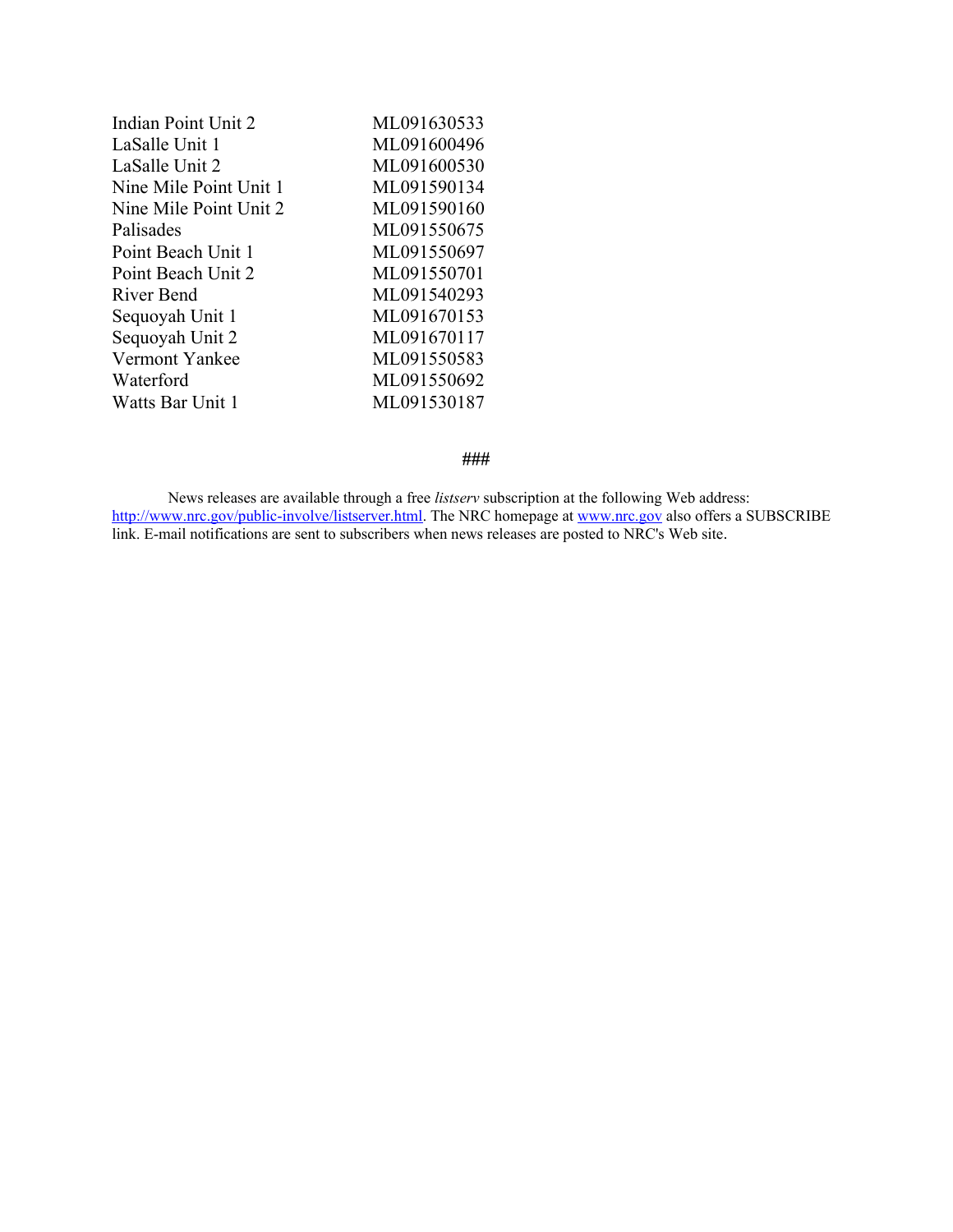| | |
|---|---|
| Indian Point Unit 2 | ML091630533 |
| LaSalle Unit 1 | ML091600496 |
| LaSalle Unit 2 | ML091600530 |
| Nine Mile Point Unit 1 | ML091590134 |
| Nine Mile Point Unit 2 | ML091590160 |
| Palisades | ML091550675 |
| Point Beach Unit 1 | ML091550697 |
| Point Beach Unit 2 | ML091550701 |
| River Bend | ML091540293 |
| Sequoyah Unit 1 | ML091670153 |
| Sequoyah Unit 2 | ML091670117 |
| Vermont Yankee | ML091550583 |
| Waterford | ML091550692 |
| Watts Bar Unit 1 | ML091530187 |

###

News releases are available through a free *listserv* subscription at the following Web address: http://www.nrc.gov/public-involve/listserver.html. The NRC homepage at www.nrc.gov also offers a SUBSCRIBE link. E-mail notifications are sent to subscribers when news releases are posted to NRC's Web site.